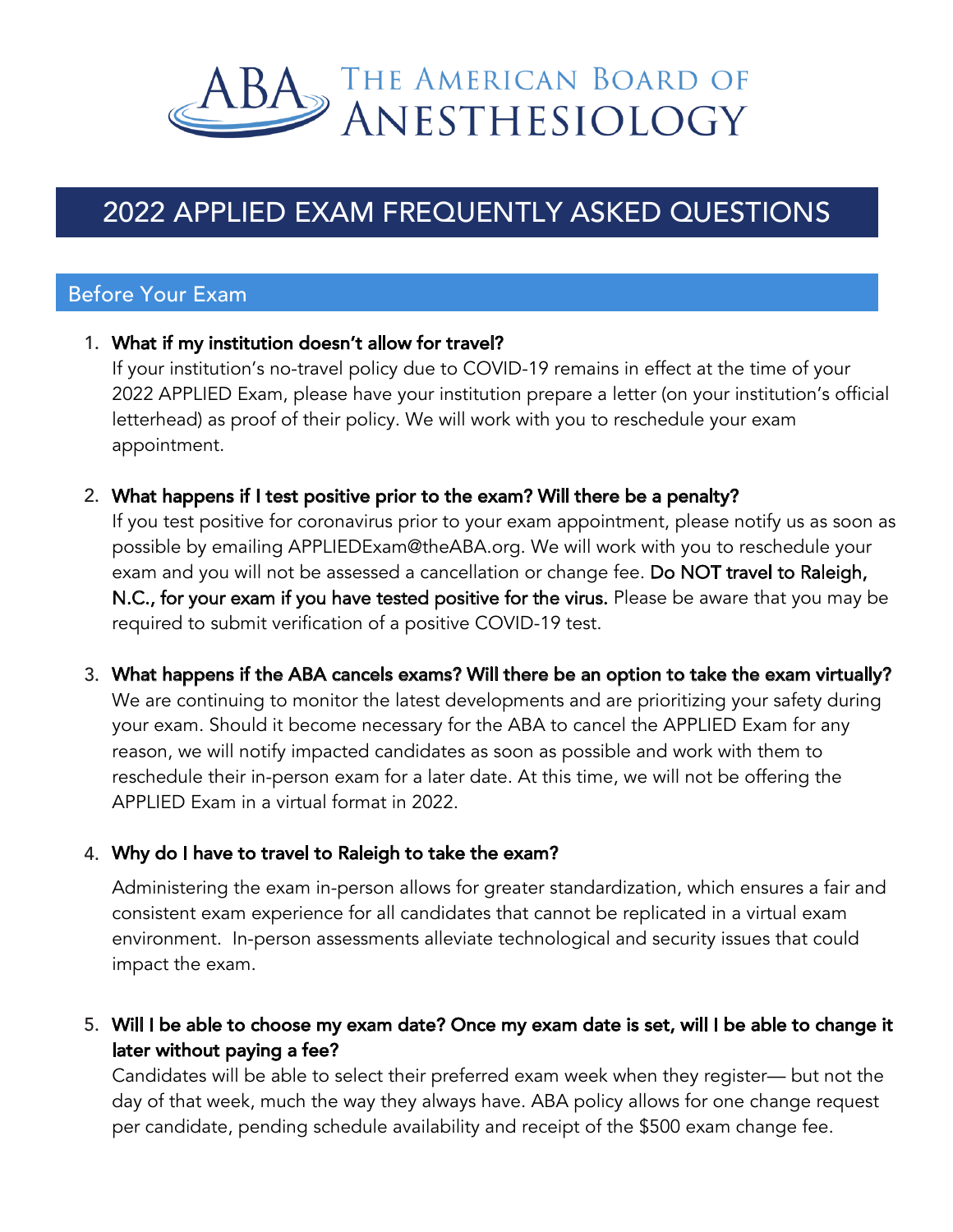# THE AMERICAN BOARD OF ANESTHESIOLOGY

# 2022 APPLIED EXAM FREQUENTLY ASKED QUESTIONS

## Before Your Exam

1. **What if my institution doesn't allow for travel?**
   If your institution's no-travel policy due to COVID-19 remains in effect at the time of your 2022 APPLIED Exam, please have your institution prepare a letter (on your institution's official letterhead) as proof of their policy. We will work with you to reschedule your exam appointment.

2. **What happens if I test positive prior to the exam? Will there be a penalty?**
   If you test positive for coronavirus prior to your exam appointment, please notify us as soon as possible by emailing APPLIEDExam@theABA.org. We will work with you to reschedule your exam and you will not be assessed a cancellation or change fee. **Do NOT travel to Raleigh, N.C., for your exam if you have tested positive for the virus.** Please be aware that you may be required to submit verification of a positive COVID-19 test.

3. **What happens if the ABA cancels exams? Will there be an option to take the exam virtually?**
   We are continuing to monitor the latest developments and are prioritizing your safety during your exam. Should it become necessary for the ABA to cancel the APPLIED Exam for any reason, we will notify impacted candidates as soon as possible and work with them to reschedule their in-person exam for a later date. At this time, we will not be offering the APPLIED Exam in a virtual format in 2022.

4. **Why do I have to travel to Raleigh to take the exam?**

   Administering the exam in-person allows for greater standardization, which ensures a fair and consistent exam experience for all candidates that cannot be replicated in a virtual exam environment. In-person assessments alleviate technological and security issues that could impact the exam.

5. **Will I be able to choose my exam date? Once my exam date is set, will I be able to change it later without paying a fee?**
   Candidates will be able to select their preferred exam week when they register— but not the day of that week, much the way they always have. ABA policy allows for one change request per candidate, pending schedule availability and receipt of the $500 exam change fee.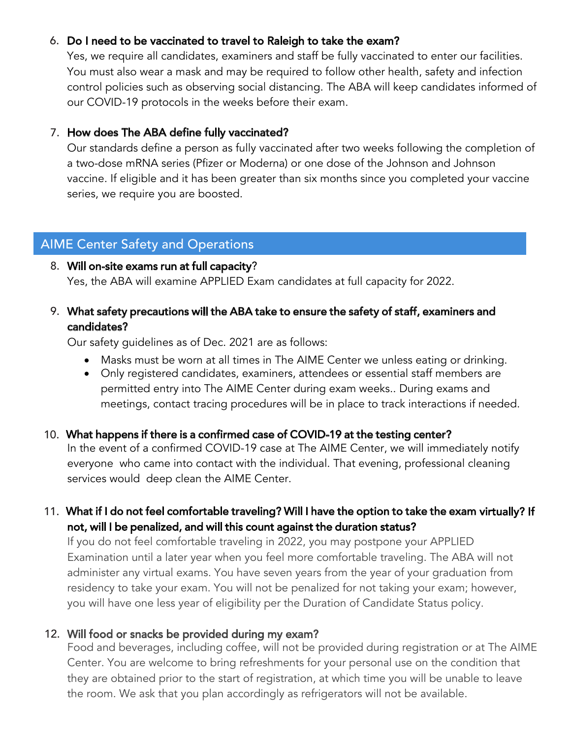6. **Do I need to be vaccinated to travel to Raleigh to take the exam?**
   Yes, we require all candidates, examiners and staff be fully vaccinated to enter our facilities. You must also wear a mask and may be required to follow other health, safety and infection control policies such as observing social distancing. The ABA will keep candidates informed of our COVID-19 protocols in the weeks before their exam.

7. **How does The ABA define fully vaccinated?**
   Our standards define a person as fully vaccinated after two weeks following the completion of a two-dose mRNA series (Pfizer or Moderna) or one dose of the Johnson and Johnson vaccine. If eligible and it has been greater than six months since you completed your vaccine series, we require you are boosted.

## AIME Center Safety and Operations

8. **Will on-site exams run at full capacity**?
   Yes, the ABA will examine APPLIED Exam candidates at full capacity for 2022.

9. **What safety precautions will the ABA take to ensure the safety of staff, examiners and candidates?**
   Our safety guidelines as of Dec. 2021 are as follows:
   - Masks must be worn at all times in The AIME Center we unless eating or drinking.
   - Only registered candidates, examiners, attendees or essential staff members are permitted entry into The AIME Center during exam weeks.. During exams and meetings, contact tracing procedures will be in place to track interactions if needed.

10. **What happens if there is a confirmed case of COVID-19 at the testing center?**
    In the event of a confirmed COVID-19 case at The AIME Center, we will immediately notify everyone who came into contact with the individual. That evening, professional cleaning services would deep clean the AIME Center.

11. **What if I do not feel comfortable traveling? Will I have the option to take the exam virtually? If not, will I be penalized, and will this count against the duration status?**
    If you do not feel comfortable traveling in 2022, you may postpone your APPLIED Examination until a later year when you feel more comfortable traveling. The ABA will not administer any virtual exams. You have seven years from the year of your graduation from residency to take your exam. You will not be penalized for not taking your exam; however, you will have one less year of eligibility per the Duration of Candidate Status policy.

12. **Will food or snacks be provided during my exam?**
    Food and beverages, including coffee, will not be provided during registration or at The AIME Center. You are welcome to bring refreshments for your personal use on the condition that they are obtained prior to the start of registration, at which time you will be unable to leave the room. We ask that you plan accordingly as refrigerators will not be available.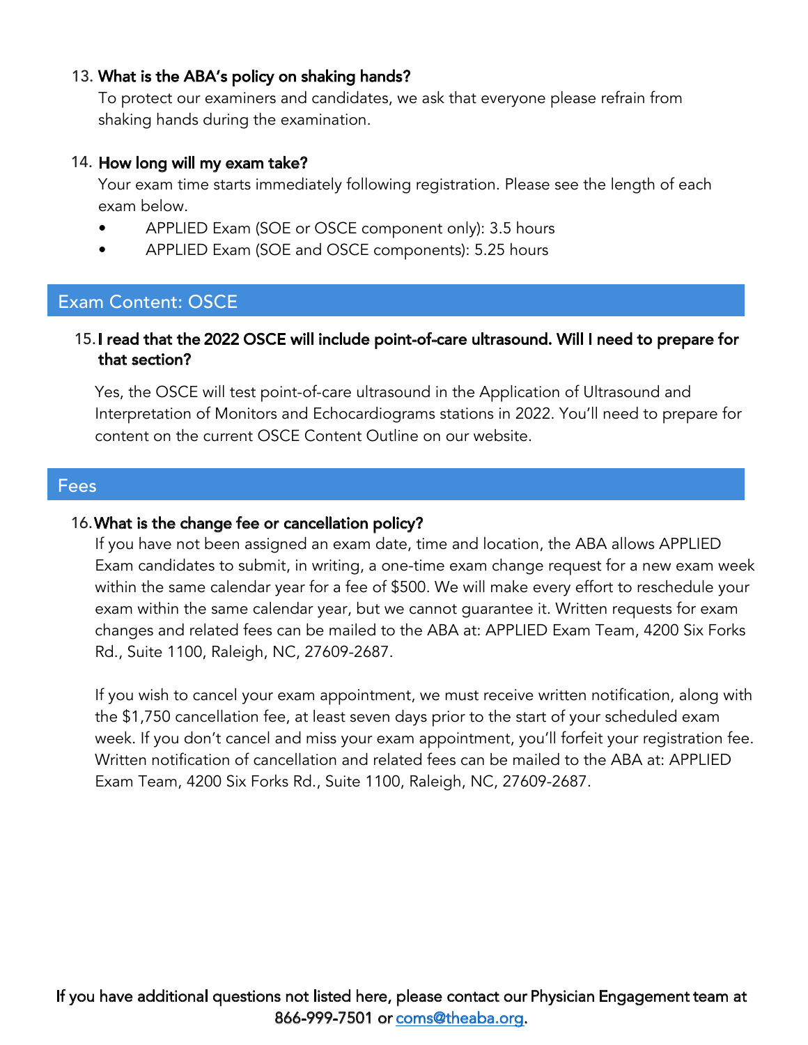13. **What is the ABA's policy on shaking hands?**

    To protect our examiners and candidates, we ask that everyone please refrain from shaking hands during the examination.

14. **How long will my exam take?**

    Your exam time starts immediately following registration. Please see the length of each exam below.

    - APPLIED Exam (SOE or OSCE component only): 3.5 hours
    - APPLIED Exam (SOE and OSCE components): 5.25 hours

## Exam Content: OSCE

15. **I read that the 2022 OSCE will include point-of-care ultrasound. Will I need to prepare for that section?**

    Yes, the OSCE will test point-of-care ultrasound in the Application of Ultrasound and Interpretation of Monitors and Echocardiograms stations in 2022. You'll need to prepare for content on the current OSCE Content Outline on our website.

## Fees

16. **What is the change fee or cancellation policy?**

    If you have not been assigned an exam date, time and location, the ABA allows APPLIED Exam candidates to submit, in writing, a one-time exam change request for a new exam week within the same calendar year for a fee of $500. We will make every effort to reschedule your exam within the same calendar year, but we cannot guarantee it. Written requests for exam changes and related fees can be mailed to the ABA at: APPLIED Exam Team, 4200 Six Forks Rd., Suite 1100, Raleigh, NC, 27609-2687.

    If you wish to cancel your exam appointment, we must receive written notification, along with the $1,750 cancellation fee, at least seven days prior to the start of your scheduled exam week. If you don't cancel and miss your exam appointment, you'll forfeit your registration fee. Written notification of cancellation and related fees can be mailed to the ABA at: APPLIED Exam Team, 4200 Six Forks Rd., Suite 1100, Raleigh, NC, 27609-2687.

**If you have additional questions not listed here, please contact our Physician Engagement team at 866-999-7501 or [coms@theaba.org](mailto:coms@theaba.org).**